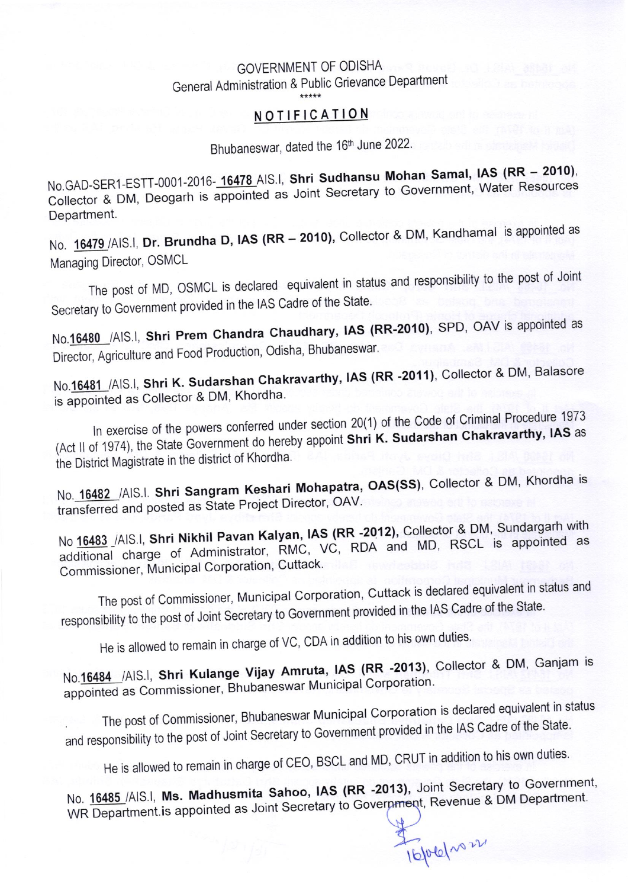GOVERNMENT OF ODISHA
General Administration & Public Grievance Department
*****

## NOTIFICATION

Bhubaneswar, dated the 16th June 2022.

No.GAD-SER1-ESTT-0001-2016- 16478 AIS.I, **Shri Sudhansu Mohan Samal, IAS (RR – 2010)**, Collector & DM, Deogarh is appointed as Joint Secretary to Government, Water Resources Department.

No. 16479 /AIS.I, **Dr. Brundha D, IAS (RR – 2010)**, Collector & DM, Kandhamal is appointed as Managing Director, OSMCL

The post of MD, OSMCL is declared equivalent in status and responsibility to the post of Joint Secretary to Government provided in the IAS Cadre of the State.

No.16480 /AIS.I, **Shri Prem Chandra Chaudhary, IAS (RR-2010)**, SPD, OAV is appointed as Director, Agriculture and Food Production, Odisha, Bhubaneswar.

No.16481 /AIS.I, **Shri K. Sudarshan Chakravarthy, IAS (RR -2011)**, Collector & DM, Balasore is appointed as Collector & DM, Khordha.

In exercise of the powers conferred under section 20(1) of the Code of Criminal Procedure 1973 (Act II of 1974), the State Government do hereby appoint **Shri K. Sudarshan Chakravarthy, IAS** as the District Magistrate in the district of Khordha.

No. 16482 /AIS.I. **Shri Sangram Keshari Mohapatra, OAS(SS)**, Collector & DM, Khordha is transferred and posted as State Project Director, OAV.

No 16483 /AIS.I, **Shri Nikhil Pavan Kalyan, IAS (RR -2012)**, Collector & DM, Sundargarh with additional charge of Administrator, RMC, VC, RDA and MD, RSCL is appointed as Commissioner, Municipal Corporation, Cuttack.

The post of Commissioner, Municipal Corporation, Cuttack is declared equivalent in status and responsibility to the post of Joint Secretary to Government provided in the IAS Cadre of the State.

He is allowed to remain in charge of VC, CDA in addition to his own duties.

No.16484 /AIS.I, **Shri Kulange Vijay Amruta, IAS (RR -2013)**, Collector & DM, Ganjam is appointed as Commissioner, Bhubaneswar Municipal Corporation.

The post of Commissioner, Bhubaneswar Municipal Corporation is declared equivalent in status and responsibility to the post of Joint Secretary to Government provided in the IAS Cadre of the State.

He is allowed to remain in charge of CEO, BSCL and MD, CRUT in addition to his own duties.

No. 16485 /AIS.I, **Ms. Madhusmita Sahoo, IAS (RR -2013)**, Joint Secretary to Government, WR Department is appointed as Joint Secretary to Government, Revenue & DM Department.

16/06/2022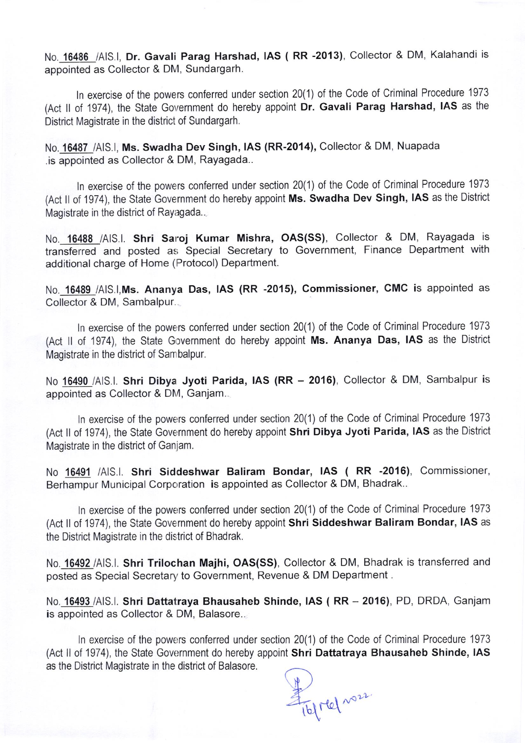No. 16486 /AIS.I, **Dr. Gavali Parag Harshad, IAS ( RR -2013)**, Collector & DM, Kalahandi is appointed as Collector & DM, Sundargarh.

In exercise of the powers conferred under section 20(1) of the Code of Criminal Procedure 1973 (Act II of 1974), the State Government do hereby appoint **Dr. Gavali Parag Harshad, IAS** as the District Magistrate in the district of Sundargarh.

No. 16487 /AIS.I, **Ms. Swadha Dev Singh, IAS (RR-2014),** Collector & DM, Nuapada .is appointed as Collector & DM, Rayagada..

In exercise of the powers conferred under section 20(1) of the Code of Criminal Procedure 1973 (Act II of 1974), the State Government do hereby appoint **Ms. Swadha Dev Singh, IAS** as the District Magistrate in the district of Rayagada..

No. 16488 /AIS.I. **Shri Saroj Kumar Mishra, OAS(SS)**, Collector & DM, Rayagada is transferred and posted as Special Secretary to Government, Finance Department with additional charge of Home (Protocol) Department.

No. 16489 /AIS.I,**Ms. Ananya Das, IAS (RR -2015), Commissioner, CMC** is appointed as Collector & DM, Sambalpur..

In exercise of the powers conferred under section 20(1) of the Code of Criminal Procedure 1973 (Act II of 1974), the State Government do hereby appoint **Ms. Ananya Das, IAS** as the District Magistrate in the district of Sambalpur.

No 16490 /AIS.I. **Shri Dibya Jyoti Parida, IAS (RR – 2016)**, Collector & DM, Sambalpur is appointed as Collector & DM, Ganjam..

In exercise of the powers conferred under section 20(1) of the Code of Criminal Procedure 1973 (Act II of 1974), the State Government do hereby appoint **Shri Dibya Jyoti Parida, IAS** as the District Magistrate in the district of Ganjam.

No 16491 /AIS.I. **Shri Siddeshwar Baliram Bondar, IAS ( RR -2016)**, Commissioner, Berhampur Municipal Corporation is appointed as Collector & DM, Bhadrak..

In exercise of the powers conferred under section 20(1) of the Code of Criminal Procedure 1973 (Act II of 1974), the State Government do hereby appoint **Shri Siddeshwar Baliram Bondar, IAS** as the District Magistrate in the district of Bhadrak.

No. 16492 /AIS.I. **Shri Trilochan Majhi, OAS(SS)**, Collector & DM, Bhadrak is transferred and posted as Special Secretary to Government, Revenue & DM Department .

No. 16493 /AIS.I. **Shri Dattatraya Bhausaheb Shinde, IAS ( RR – 2016)**, PD, DRDA, Ganjam is appointed as Collector & DM, Balasore..

In exercise of the powers conferred under section 20(1) of the Code of Criminal Procedure 1973 (Act II of 1974), the State Government do hereby appoint **Shri Dattatraya Bhausaheb Shinde, IAS** as the District Magistrate in the district of Balasore.

16/6/2022